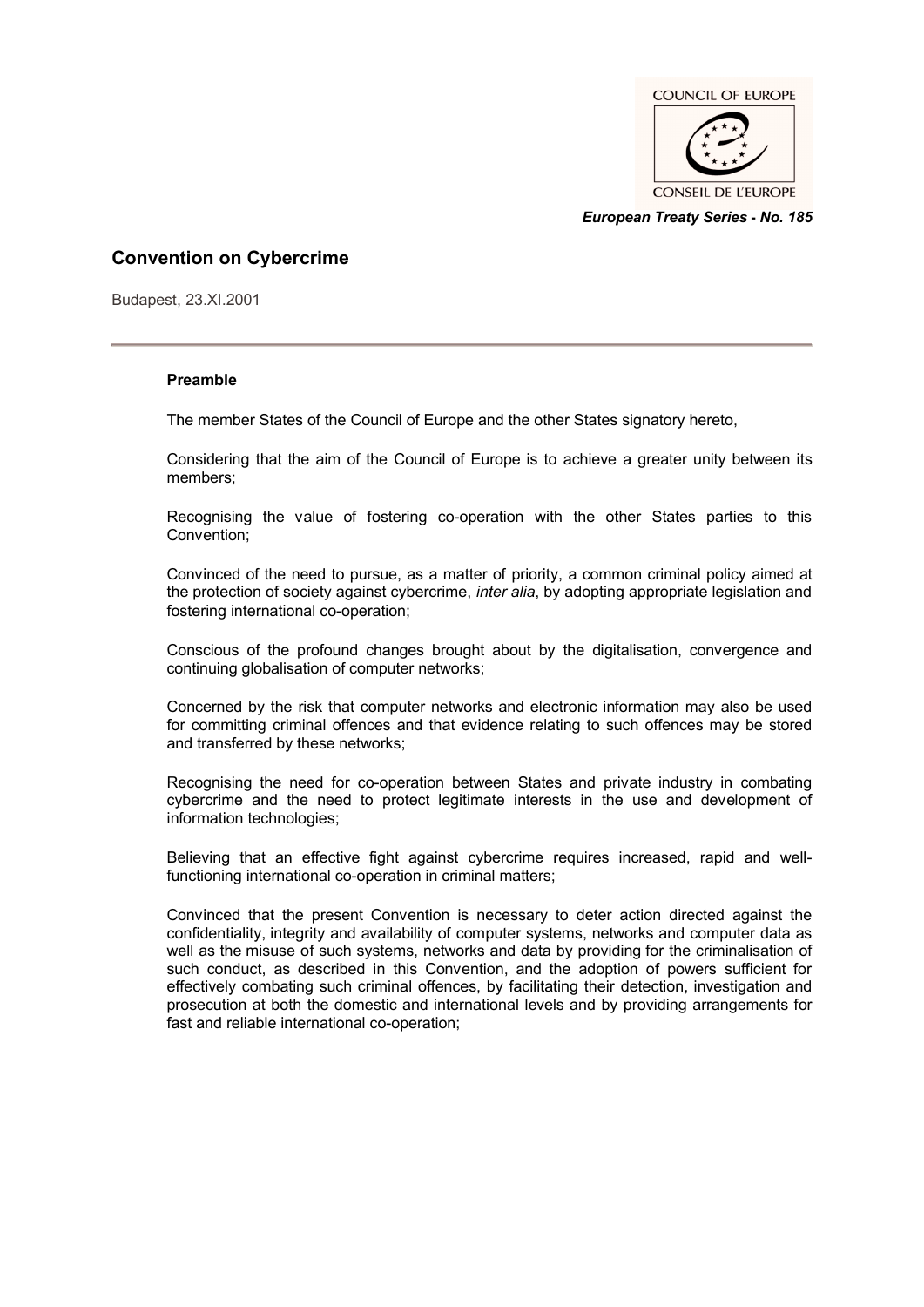COUNCIL OF EUROPE

CONSEIL DE L'EUROPE

***European Treaty Series - No. 185***

# Convention on Cybercrime

Budapest, 23.XI.2001

---

**Preamble**

The member States of the Council of Europe and the other States signatory hereto,

Considering that the aim of the Council of Europe is to achieve a greater unity between its members;

Recognising the value of fostering co-operation with the other States parties to this Convention;

Convinced of the need to pursue, as a matter of priority, a common criminal policy aimed at the protection of society against cybercrime, *inter alia*, by adopting appropriate legislation and fostering international co-operation;

Conscious of the profound changes brought about by the digitalisation, convergence and continuing globalisation of computer networks;

Concerned by the risk that computer networks and electronic information may also be used for committing criminal offences and that evidence relating to such offences may be stored and transferred by these networks;

Recognising the need for co-operation between States and private industry in combating cybercrime and the need to protect legitimate interests in the use and development of information technologies;

Believing that an effective fight against cybercrime requires increased, rapid and well-functioning international co-operation in criminal matters;

Convinced that the present Convention is necessary to deter action directed against the confidentiality, integrity and availability of computer systems, networks and computer data as well as the misuse of such systems, networks and data by providing for the criminalisation of such conduct, as described in this Convention, and the adoption of powers sufficient for effectively combating such criminal offences, by facilitating their detection, investigation and prosecution at both the domestic and international levels and by providing arrangements for fast and reliable international co-operation;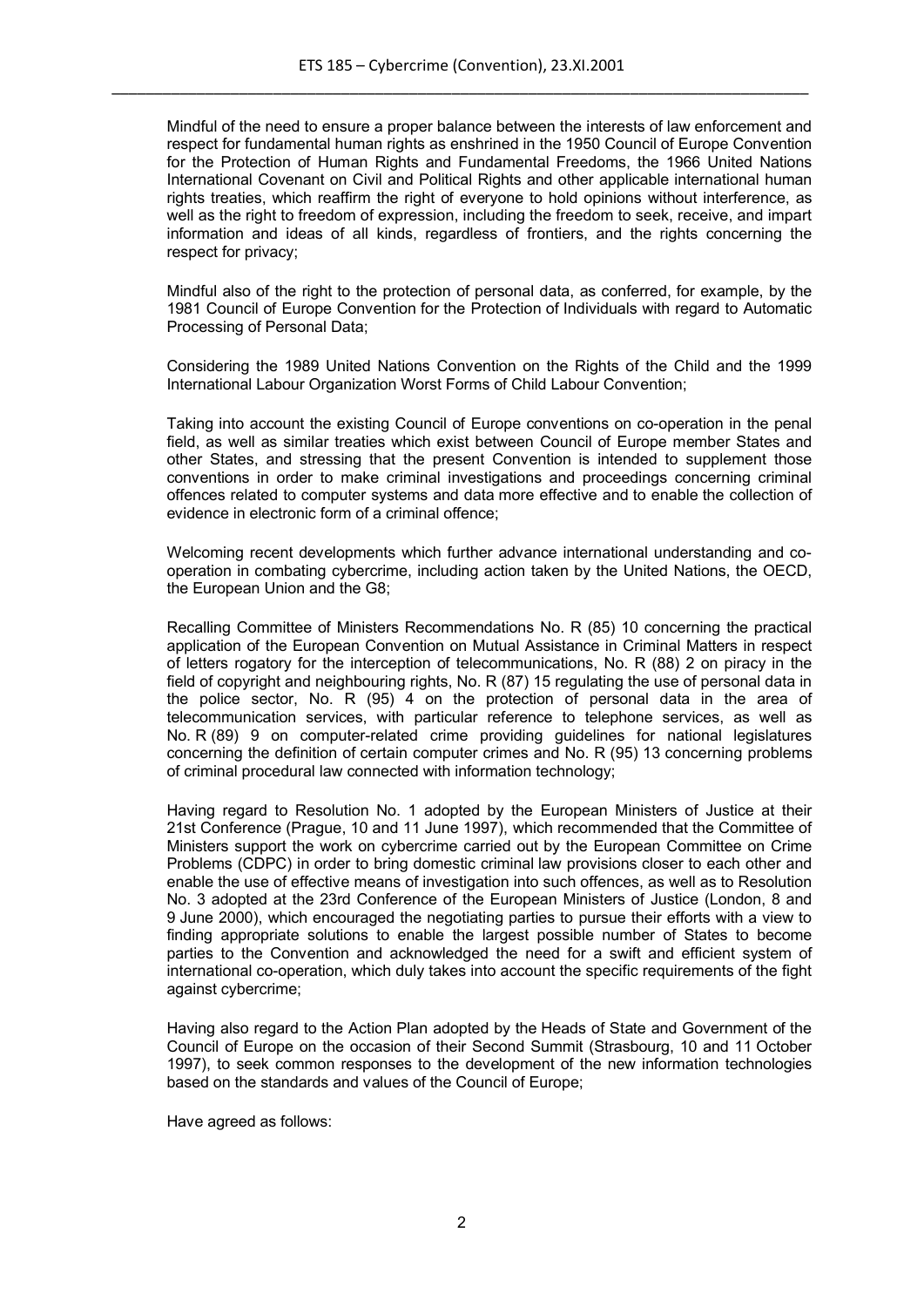Mindful of the need to ensure a proper balance between the interests of law enforcement and respect for fundamental human rights as enshrined in the 1950 Council of Europe Convention for the Protection of Human Rights and Fundamental Freedoms, the 1966 United Nations International Covenant on Civil and Political Rights and other applicable international human rights treaties, which reaffirm the right of everyone to hold opinions without interference, as well as the right to freedom of expression, including the freedom to seek, receive, and impart information and ideas of all kinds, regardless of frontiers, and the rights concerning the respect for privacy;

Mindful also of the right to the protection of personal data, as conferred, for example, by the 1981 Council of Europe Convention for the Protection of Individuals with regard to Automatic Processing of Personal Data;

Considering the 1989 United Nations Convention on the Rights of the Child and the 1999 International Labour Organization Worst Forms of Child Labour Convention;

Taking into account the existing Council of Europe conventions on co-operation in the penal field, as well as similar treaties which exist between Council of Europe member States and other States, and stressing that the present Convention is intended to supplement those conventions in order to make criminal investigations and proceedings concerning criminal offences related to computer systems and data more effective and to enable the collection of evidence in electronic form of a criminal offence;

Welcoming recent developments which further advance international understanding and co-operation in combating cybercrime, including action taken by the United Nations, the OECD, the European Union and the G8;

Recalling Committee of Ministers Recommendations No. R (85) 10 concerning the practical application of the European Convention on Mutual Assistance in Criminal Matters in respect of letters rogatory for the interception of telecommunications, No. R (88) 2 on piracy in the field of copyright and neighbouring rights, No. R (87) 15 regulating the use of personal data in the police sector, No. R (95) 4 on the protection of personal data in the area of telecommunication services, with particular reference to telephone services, as well as No. R (89) 9 on computer-related crime providing guidelines for national legislatures concerning the definition of certain computer crimes and No. R (95) 13 concerning problems of criminal procedural law connected with information technology;

Having regard to Resolution No. 1 adopted by the European Ministers of Justice at their 21st Conference (Prague, 10 and 11 June 1997), which recommended that the Committee of Ministers support the work on cybercrime carried out by the European Committee on Crime Problems (CDPC) in order to bring domestic criminal law provisions closer to each other and enable the use of effective means of investigation into such offences, as well as to Resolution No. 3 adopted at the 23rd Conference of the European Ministers of Justice (London, 8 and 9 June 2000), which encouraged the negotiating parties to pursue their efforts with a view to finding appropriate solutions to enable the largest possible number of States to become parties to the Convention and acknowledged the need for a swift and efficient system of international co-operation, which duly takes into account the specific requirements of the fight against cybercrime;

Having also regard to the Action Plan adopted by the Heads of State and Government of the Council of Europe on the occasion of their Second Summit (Strasbourg, 10 and 11 October 1997), to seek common responses to the development of the new information technologies based on the standards and values of the Council of Europe;

Have agreed as follows: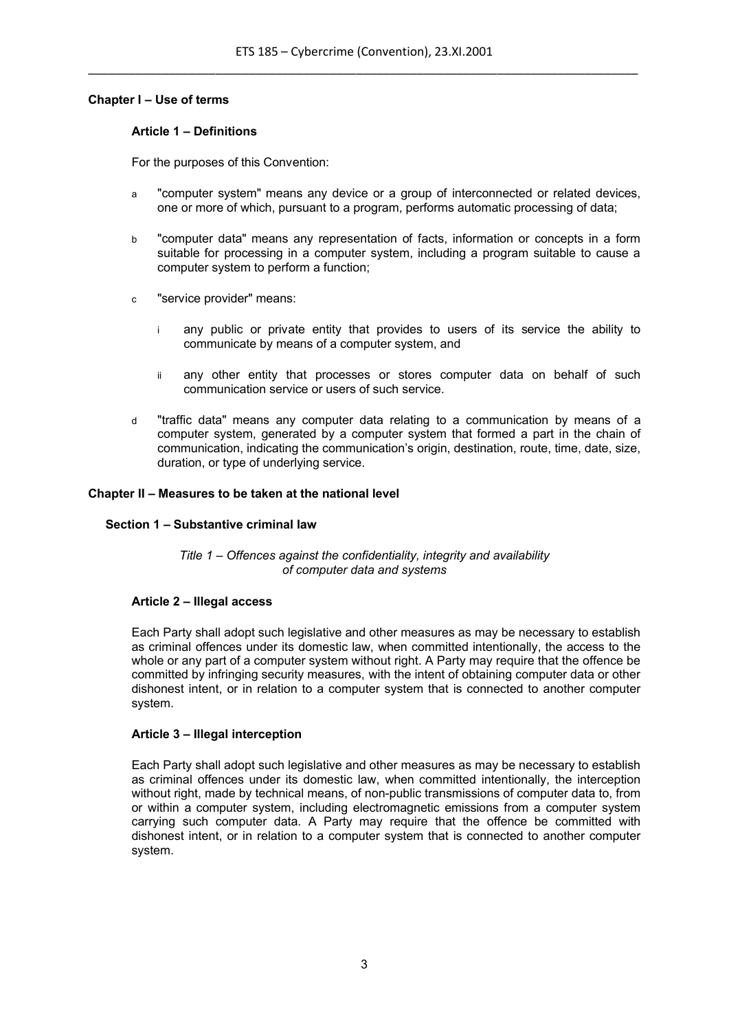## Chapter I – Use of terms

### Article 1 – Definitions

For the purposes of this Convention:

a "computer system" means any device or a group of interconnected or related devices, one or more of which, pursuant to a program, performs automatic processing of data;

b "computer data" means any representation of facts, information or concepts in a form suitable for processing in a computer system, including a program suitable to cause a computer system to perform a function;

c "service provider" means:

i any public or private entity that provides to users of its service the ability to communicate by means of a computer system, and

ii any other entity that processes or stores computer data on behalf of such communication service or users of such service.

d "traffic data" means any computer data relating to a communication by means of a computer system, generated by a computer system that formed a part in the chain of communication, indicating the communication's origin, destination, route, time, date, size, duration, or type of underlying service.

## Chapter II – Measures to be taken at the national level

### Section 1 – Substantive criminal law

*Title 1 – Offences against the confidentiality, integrity and availability of computer data and systems*

### Article 2 – Illegal access

Each Party shall adopt such legislative and other measures as may be necessary to establish as criminal offences under its domestic law, when committed intentionally, the access to the whole or any part of a computer system without right. A Party may require that the offence be committed by infringing security measures, with the intent of obtaining computer data or other dishonest intent, or in relation to a computer system that is connected to another computer system.

### Article 3 – Illegal interception

Each Party shall adopt such legislative and other measures as may be necessary to establish as criminal offences under its domestic law, when committed intentionally, the interception without right, made by technical means, of non-public transmissions of computer data to, from or within a computer system, including electromagnetic emissions from a computer system carrying such computer data. A Party may require that the offence be committed with dishonest intent, or in relation to a computer system that is connected to another computer system.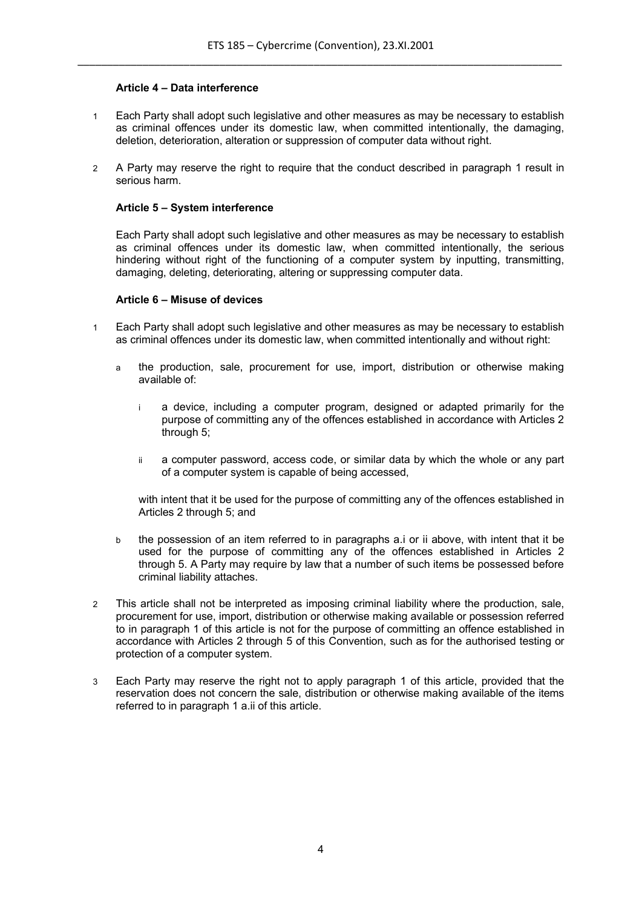#### Article 4 – Data interference

1 Each Party shall adopt such legislative and other measures as may be necessary to establish as criminal offences under its domestic law, when committed intentionally, the damaging, deletion, deterioration, alteration or suppression of computer data without right.

2 A Party may reserve the right to require that the conduct described in paragraph 1 result in serious harm.

#### Article 5 – System interference

Each Party shall adopt such legislative and other measures as may be necessary to establish as criminal offences under its domestic law, when committed intentionally, the serious hindering without right of the functioning of a computer system by inputting, transmitting, damaging, deleting, deteriorating, altering or suppressing computer data.

#### Article 6 – Misuse of devices

1 Each Party shall adopt such legislative and other measures as may be necessary to establish as criminal offences under its domestic law, when committed intentionally and without right:

   a the production, sale, procurement for use, import, distribution or otherwise making available of:

      i a device, including a computer program, designed or adapted primarily for the purpose of committing any of the offences established in accordance with Articles 2 through 5;

      ii a computer password, access code, or similar data by which the whole or any part of a computer system is capable of being accessed,

   with intent that it be used for the purpose of committing any of the offences established in Articles 2 through 5; and

   b the possession of an item referred to in paragraphs a.i or ii above, with intent that it be used for the purpose of committing any of the offences established in Articles 2 through 5. A Party may require by law that a number of such items be possessed before criminal liability attaches.

2 This article shall not be interpreted as imposing criminal liability where the production, sale, procurement for use, import, distribution or otherwise making available or possession referred to in paragraph 1 of this article is not for the purpose of committing an offence established in accordance with Articles 2 through 5 of this Convention, such as for the authorised testing or protection of a computer system.

3 Each Party may reserve the right not to apply paragraph 1 of this article, provided that the reservation does not concern the sale, distribution or otherwise making available of the items referred to in paragraph 1 a.ii of this article.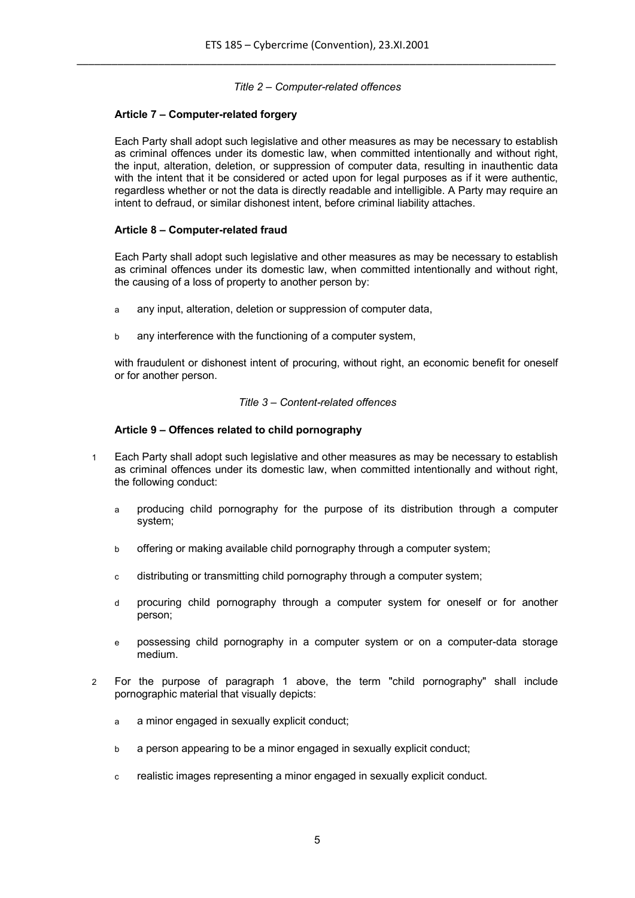*Title 2 – Computer-related offences*

**Article 7 – Computer-related forgery**

Each Party shall adopt such legislative and other measures as may be necessary to establish as criminal offences under its domestic law, when committed intentionally and without right, the input, alteration, deletion, or suppression of computer data, resulting in inauthentic data with the intent that it be considered or acted upon for legal purposes as if it were authentic, regardless whether or not the data is directly readable and intelligible. A Party may require an intent to defraud, or similar dishonest intent, before criminal liability attaches.

**Article 8 – Computer-related fraud**

Each Party shall adopt such legislative and other measures as may be necessary to establish as criminal offences under its domestic law, when committed intentionally and without right, the causing of a loss of property to another person by:

a any input, alteration, deletion or suppression of computer data,

b any interference with the functioning of a computer system,

with fraudulent or dishonest intent of procuring, without right, an economic benefit for oneself or for another person.

*Title 3 – Content-related offences*

**Article 9 – Offences related to child pornography**

1 Each Party shall adopt such legislative and other measures as may be necessary to establish as criminal offences under its domestic law, when committed intentionally and without right, the following conduct:

   a producing child pornography for the purpose of its distribution through a computer system;

   b offering or making available child pornography through a computer system;

   c distributing or transmitting child pornography through a computer system;

   d procuring child pornography through a computer system for oneself or for another person;

   e possessing child pornography in a computer system or on a computer-data storage medium.

2 For the purpose of paragraph 1 above, the term "child pornography" shall include pornographic material that visually depicts:

   a a minor engaged in sexually explicit conduct;

   b a person appearing to be a minor engaged in sexually explicit conduct;

   c realistic images representing a minor engaged in sexually explicit conduct.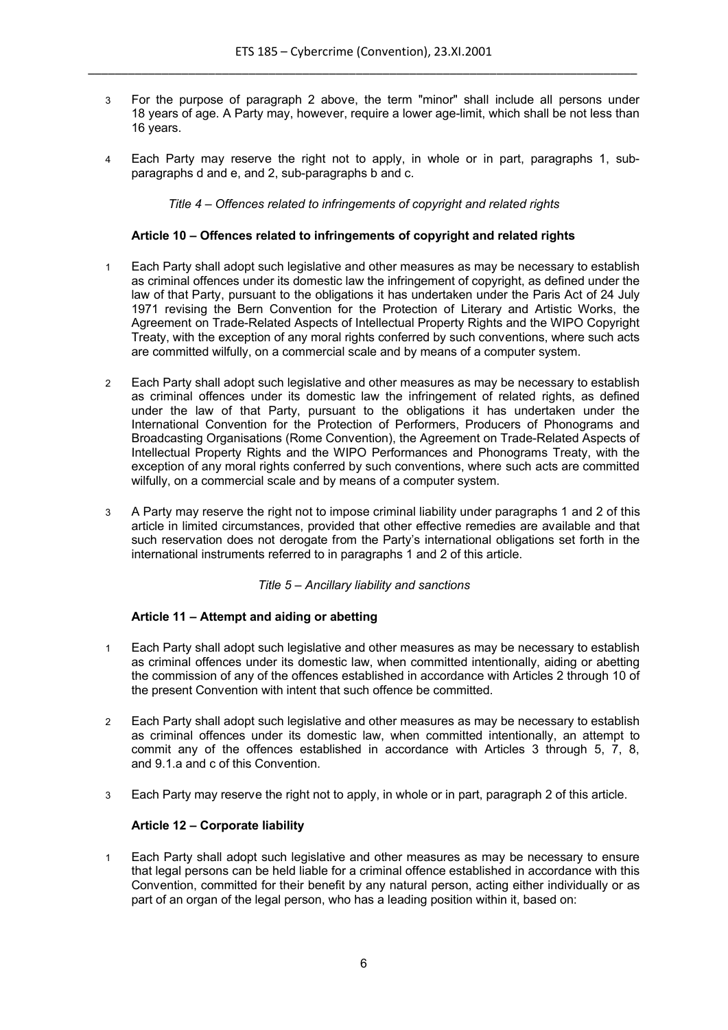3 For the purpose of paragraph 2 above, the term "minor" shall include all persons under 18 years of age. A Party may, however, require a lower age-limit, which shall be not less than 16 years.

4 Each Party may reserve the right not to apply, in whole or in part, paragraphs 1, sub-paragraphs d and e, and 2, sub-paragraphs b and c.

*Title 4 – Offences related to infringements of copyright and related rights*

### Article 10 – Offences related to infringements of copyright and related rights

1 Each Party shall adopt such legislative and other measures as may be necessary to establish as criminal offences under its domestic law the infringement of copyright, as defined under the law of that Party, pursuant to the obligations it has undertaken under the Paris Act of 24 July 1971 revising the Bern Convention for the Protection of Literary and Artistic Works, the Agreement on Trade-Related Aspects of Intellectual Property Rights and the WIPO Copyright Treaty, with the exception of any moral rights conferred by such conventions, where such acts are committed wilfully, on a commercial scale and by means of a computer system.

2 Each Party shall adopt such legislative and other measures as may be necessary to establish as criminal offences under its domestic law the infringement of related rights, as defined under the law of that Party, pursuant to the obligations it has undertaken under the International Convention for the Protection of Performers, Producers of Phonograms and Broadcasting Organisations (Rome Convention), the Agreement on Trade-Related Aspects of Intellectual Property Rights and the WIPO Performances and Phonograms Treaty, with the exception of any moral rights conferred by such conventions, where such acts are committed wilfully, on a commercial scale and by means of a computer system.

3 A Party may reserve the right not to impose criminal liability under paragraphs 1 and 2 of this article in limited circumstances, provided that other effective remedies are available and that such reservation does not derogate from the Party's international obligations set forth in the international instruments referred to in paragraphs 1 and 2 of this article.

*Title 5 – Ancillary liability and sanctions*

### Article 11 – Attempt and aiding or abetting

1 Each Party shall adopt such legislative and other measures as may be necessary to establish as criminal offences under its domestic law, when committed intentionally, aiding or abetting the commission of any of the offences established in accordance with Articles 2 through 10 of the present Convention with intent that such offence be committed.

2 Each Party shall adopt such legislative and other measures as may be necessary to establish as criminal offences under its domestic law, when committed intentionally, an attempt to commit any of the offences established in accordance with Articles 3 through 5, 7, 8, and 9.1.a and c of this Convention.

3 Each Party may reserve the right not to apply, in whole or in part, paragraph 2 of this article.

### Article 12 – Corporate liability

1 Each Party shall adopt such legislative and other measures as may be necessary to ensure that legal persons can be held liable for a criminal offence established in accordance with this Convention, committed for their benefit by any natural person, acting either individually or as part of an organ of the legal person, who has a leading position within it, based on: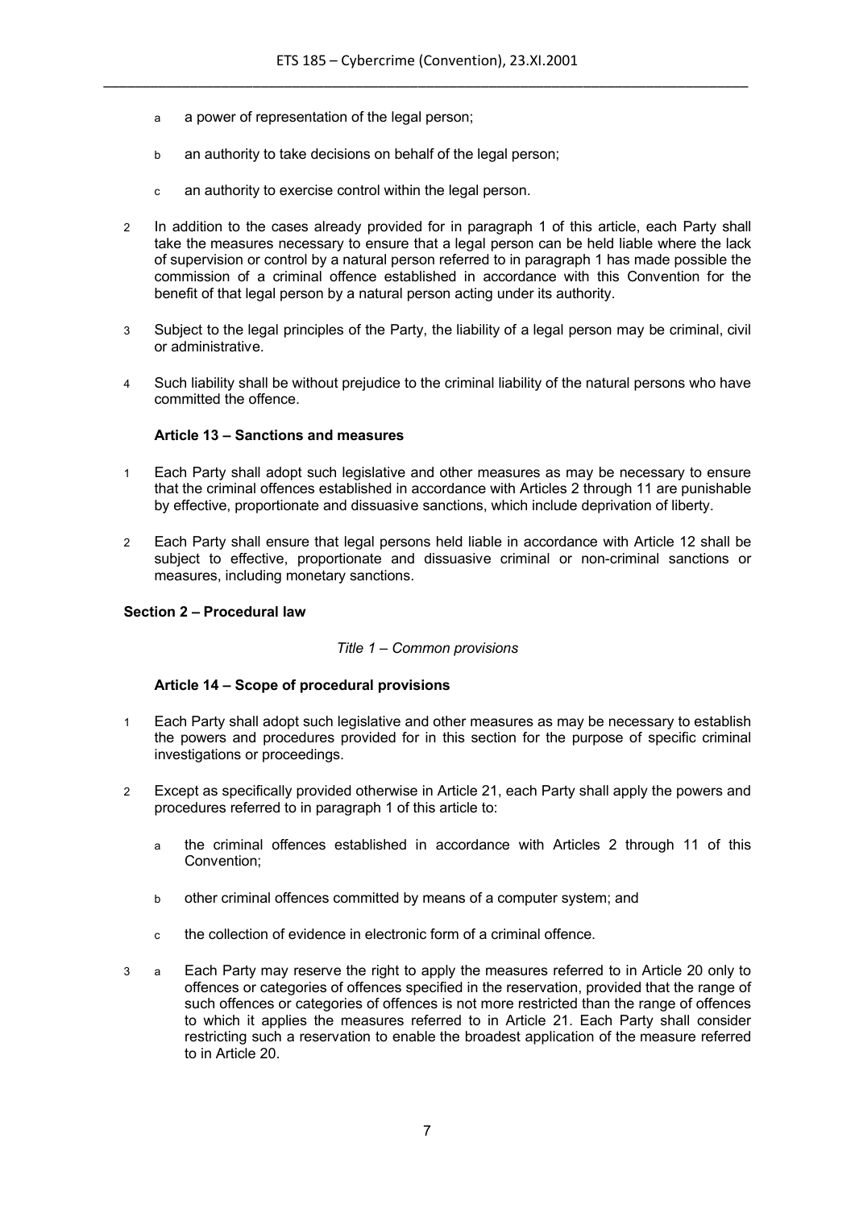a a power of representation of the legal person;

b an authority to take decisions on behalf of the legal person;

c an authority to exercise control within the legal person.

2 In addition to the cases already provided for in paragraph 1 of this article, each Party shall take the measures necessary to ensure that a legal person can be held liable where the lack of supervision or control by a natural person referred to in paragraph 1 has made possible the commission of a criminal offence established in accordance with this Convention for the benefit of that legal person by a natural person acting under its authority.

3 Subject to the legal principles of the Party, the liability of a legal person may be criminal, civil or administrative.

4 Such liability shall be without prejudice to the criminal liability of the natural persons who have committed the offence.

#### Article 13 – Sanctions and measures

1 Each Party shall adopt such legislative and other measures as may be necessary to ensure that the criminal offences established in accordance with Articles 2 through 11 are punishable by effective, proportionate and dissuasive sanctions, which include deprivation of liberty.

2 Each Party shall ensure that legal persons held liable in accordance with Article 12 shall be subject to effective, proportionate and dissuasive criminal or non-criminal sanctions or measures, including monetary sanctions.

### Section 2 – Procedural law

*Title 1 – Common provisions*

#### Article 14 – Scope of procedural provisions

1 Each Party shall adopt such legislative and other measures as may be necessary to establish the powers and procedures provided for in this section for the purpose of specific criminal investigations or proceedings.

2 Except as specifically provided otherwise in Article 21, each Party shall apply the powers and procedures referred to in paragraph 1 of this article to:

a the criminal offences established in accordance with Articles 2 through 11 of this Convention;

b other criminal offences committed by means of a computer system; and

c the collection of evidence in electronic form of a criminal offence.

3 a Each Party may reserve the right to apply the measures referred to in Article 20 only to offences or categories of offences specified in the reservation, provided that the range of such offences or categories of offences is not more restricted than the range of offences to which it applies the measures referred to in Article 21. Each Party shall consider restricting such a reservation to enable the broadest application of the measure referred to in Article 20.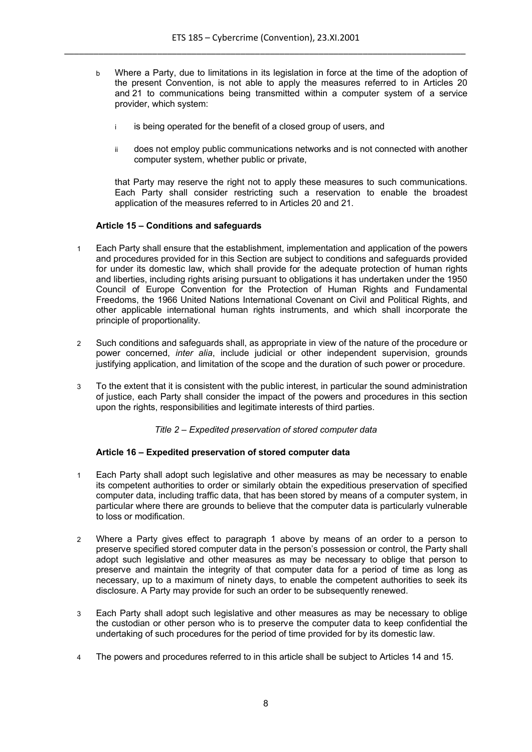b Where a Party, due to limitations in its legislation in force at the time of the adoption of the present Convention, is not able to apply the measures referred to in Articles 20 and 21 to communications being transmitted within a computer system of a service provider, which system:

   i is being operated for the benefit of a closed group of users, and

   ii does not employ public communications networks and is not connected with another computer system, whether public or private,

   that Party may reserve the right not to apply these measures to such communications. Each Party shall consider restricting such a reservation to enable the broadest application of the measures referred to in Articles 20 and 21.

### Article 15 – Conditions and safeguards

1 Each Party shall ensure that the establishment, implementation and application of the powers and procedures provided for in this Section are subject to conditions and safeguards provided for under its domestic law, which shall provide for the adequate protection of human rights and liberties, including rights arising pursuant to obligations it has undertaken under the 1950 Council of Europe Convention for the Protection of Human Rights and Fundamental Freedoms, the 1966 United Nations International Covenant on Civil and Political Rights, and other applicable international human rights instruments, and which shall incorporate the principle of proportionality.

2 Such conditions and safeguards shall, as appropriate in view of the nature of the procedure or power concerned, *inter alia*, include judicial or other independent supervision, grounds justifying application, and limitation of the scope and the duration of such power or procedure.

3 To the extent that it is consistent with the public interest, in particular the sound administration of justice, each Party shall consider the impact of the powers and procedures in this section upon the rights, responsibilities and legitimate interests of third parties.

*Title 2 – Expedited preservation of stored computer data*

### Article 16 – Expedited preservation of stored computer data

1 Each Party shall adopt such legislative and other measures as may be necessary to enable its competent authorities to order or similarly obtain the expeditious preservation of specified computer data, including traffic data, that has been stored by means of a computer system, in particular where there are grounds to believe that the computer data is particularly vulnerable to loss or modification.

2 Where a Party gives effect to paragraph 1 above by means of an order to a person to preserve specified stored computer data in the person's possession or control, the Party shall adopt such legislative and other measures as may be necessary to oblige that person to preserve and maintain the integrity of that computer data for a period of time as long as necessary, up to a maximum of ninety days, to enable the competent authorities to seek its disclosure. A Party may provide for such an order to be subsequently renewed.

3 Each Party shall adopt such legislative and other measures as may be necessary to oblige the custodian or other person who is to preserve the computer data to keep confidential the undertaking of such procedures for the period of time provided for by its domestic law.

4 The powers and procedures referred to in this article shall be subject to Articles 14 and 15.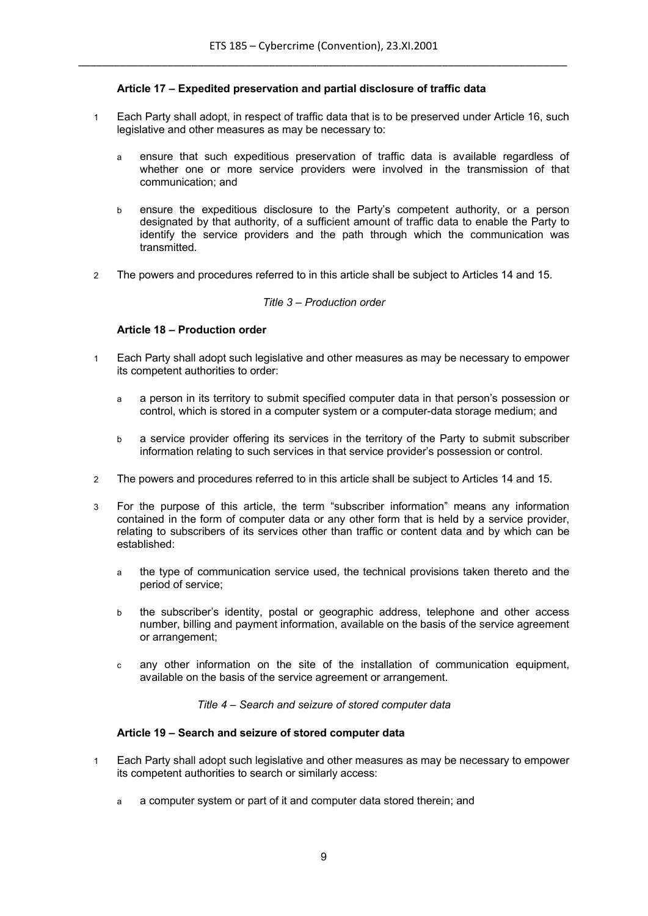### Article 17 – Expedited preservation and partial disclosure of traffic data

1 Each Party shall adopt, in respect of traffic data that is to be preserved under Article 16, such legislative and other measures as may be necessary to:

a ensure that such expeditious preservation of traffic data is available regardless of whether one or more service providers were involved in the transmission of that communication; and

b ensure the expeditious disclosure to the Party's competent authority, or a person designated by that authority, of a sufficient amount of traffic data to enable the Party to identify the service providers and the path through which the communication was transmitted.

2 The powers and procedures referred to in this article shall be subject to Articles 14 and 15.

*Title 3 – Production order*

### Article 18 – Production order

1 Each Party shall adopt such legislative and other measures as may be necessary to empower its competent authorities to order:

a a person in its territory to submit specified computer data in that person's possession or control, which is stored in a computer system or a computer-data storage medium; and

b a service provider offering its services in the territory of the Party to submit subscriber information relating to such services in that service provider's possession or control.

2 The powers and procedures referred to in this article shall be subject to Articles 14 and 15.

3 For the purpose of this article, the term "subscriber information" means any information contained in the form of computer data or any other form that is held by a service provider, relating to subscribers of its services other than traffic or content data and by which can be established:

a the type of communication service used, the technical provisions taken thereto and the period of service;

b the subscriber's identity, postal or geographic address, telephone and other access number, billing and payment information, available on the basis of the service agreement or arrangement;

c any other information on the site of the installation of communication equipment, available on the basis of the service agreement or arrangement.

*Title 4 – Search and seizure of stored computer data*

### Article 19 – Search and seizure of stored computer data

1 Each Party shall adopt such legislative and other measures as may be necessary to empower its competent authorities to search or similarly access:

a a computer system or part of it and computer data stored therein; and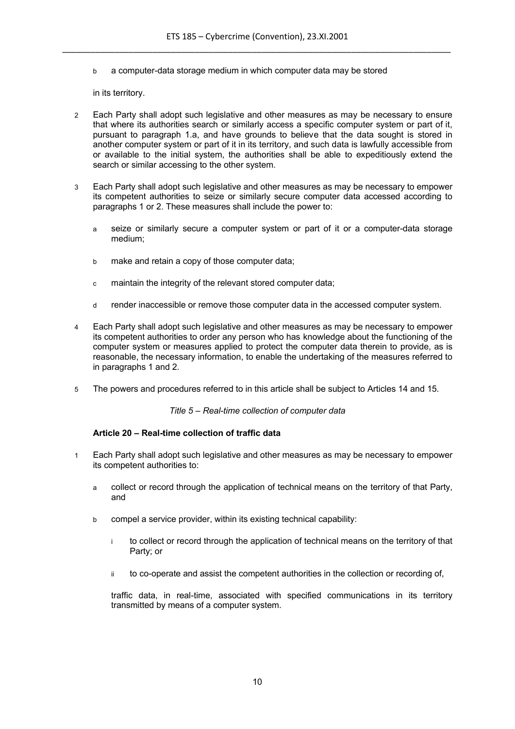b a computer-data storage medium in which computer data may be stored

in its territory.

2 Each Party shall adopt such legislative and other measures as may be necessary to ensure that where its authorities search or similarly access a specific computer system or part of it, pursuant to paragraph 1.a, and have grounds to believe that the data sought is stored in another computer system or part of it in its territory, and such data is lawfully accessible from or available to the initial system, the authorities shall be able to expeditiously extend the search or similar accessing to the other system.

3 Each Party shall adopt such legislative and other measures as may be necessary to empower its competent authorities to seize or similarly secure computer data accessed according to paragraphs 1 or 2. These measures shall include the power to:

a seize or similarly secure a computer system or part of it or a computer-data storage medium;

b make and retain a copy of those computer data;

c maintain the integrity of the relevant stored computer data;

d render inaccessible or remove those computer data in the accessed computer system.

4 Each Party shall adopt such legislative and other measures as may be necessary to empower its competent authorities to order any person who has knowledge about the functioning of the computer system or measures applied to protect the computer data therein to provide, as is reasonable, the necessary information, to enable the undertaking of the measures referred to in paragraphs 1 and 2.

5 The powers and procedures referred to in this article shall be subject to Articles 14 and 15.

*Title 5 – Real-time collection of computer data*

**Article 20 – Real-time collection of traffic data**

1 Each Party shall adopt such legislative and other measures as may be necessary to empower its competent authorities to:

a collect or record through the application of technical means on the territory of that Party, and

b compel a service provider, within its existing technical capability:

i to collect or record through the application of technical means on the territory of that Party; or

ii to co-operate and assist the competent authorities in the collection or recording of,

traffic data, in real-time, associated with specified communications in its territory transmitted by means of a computer system.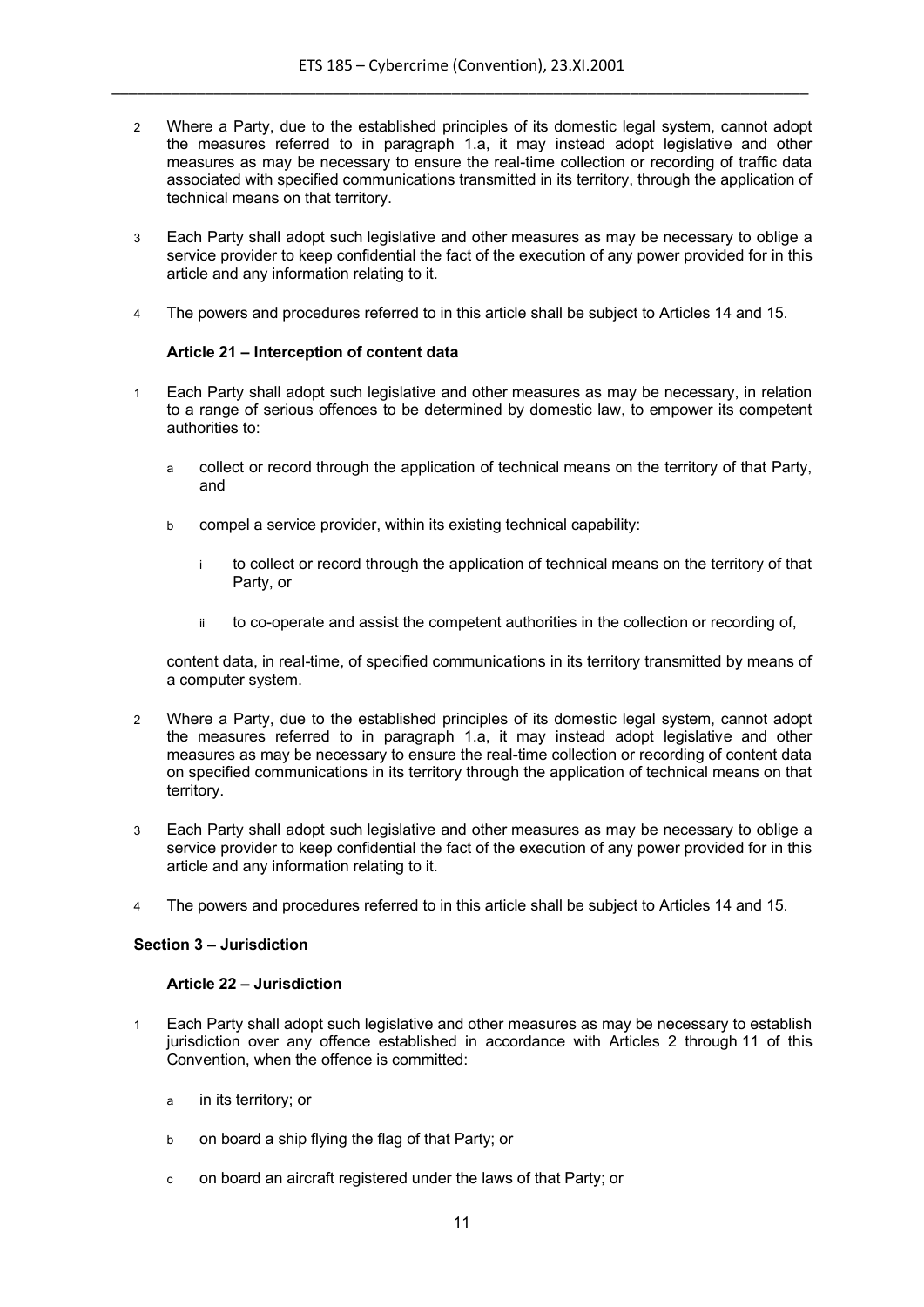2 Where a Party, due to the established principles of its domestic legal system, cannot adopt the measures referred to in paragraph 1.a, it may instead adopt legislative and other measures as may be necessary to ensure the real-time collection or recording of traffic data associated with specified communications transmitted in its territory, through the application of technical means on that territory.

3 Each Party shall adopt such legislative and other measures as may be necessary to oblige a service provider to keep confidential the fact of the execution of any power provided for in this article and any information relating to it.

4 The powers and procedures referred to in this article shall be subject to Articles 14 and 15.

**Article 21 – Interception of content data**

1 Each Party shall adopt such legislative and other measures as may be necessary, in relation to a range of serious offences to be determined by domestic law, to empower its competent authorities to:

a collect or record through the application of technical means on the territory of that Party, and

b compel a service provider, within its existing technical capability:

i to collect or record through the application of technical means on the territory of that Party, or

ii to co-operate and assist the competent authorities in the collection or recording of,

content data, in real-time, of specified communications in its territory transmitted by means of a computer system.

2 Where a Party, due to the established principles of its domestic legal system, cannot adopt the measures referred to in paragraph 1.a, it may instead adopt legislative and other measures as may be necessary to ensure the real-time collection or recording of content data on specified communications in its territory through the application of technical means on that territory.

3 Each Party shall adopt such legislative and other measures as may be necessary to oblige a service provider to keep confidential the fact of the execution of any power provided for in this article and any information relating to it.

4 The powers and procedures referred to in this article shall be subject to Articles 14 and 15.

**Section 3 – Jurisdiction**

**Article 22 – Jurisdiction**

1 Each Party shall adopt such legislative and other measures as may be necessary to establish jurisdiction over any offence established in accordance with Articles 2 through 11 of this Convention, when the offence is committed:

a in its territory; or

b on board a ship flying the flag of that Party; or

c on board an aircraft registered under the laws of that Party; or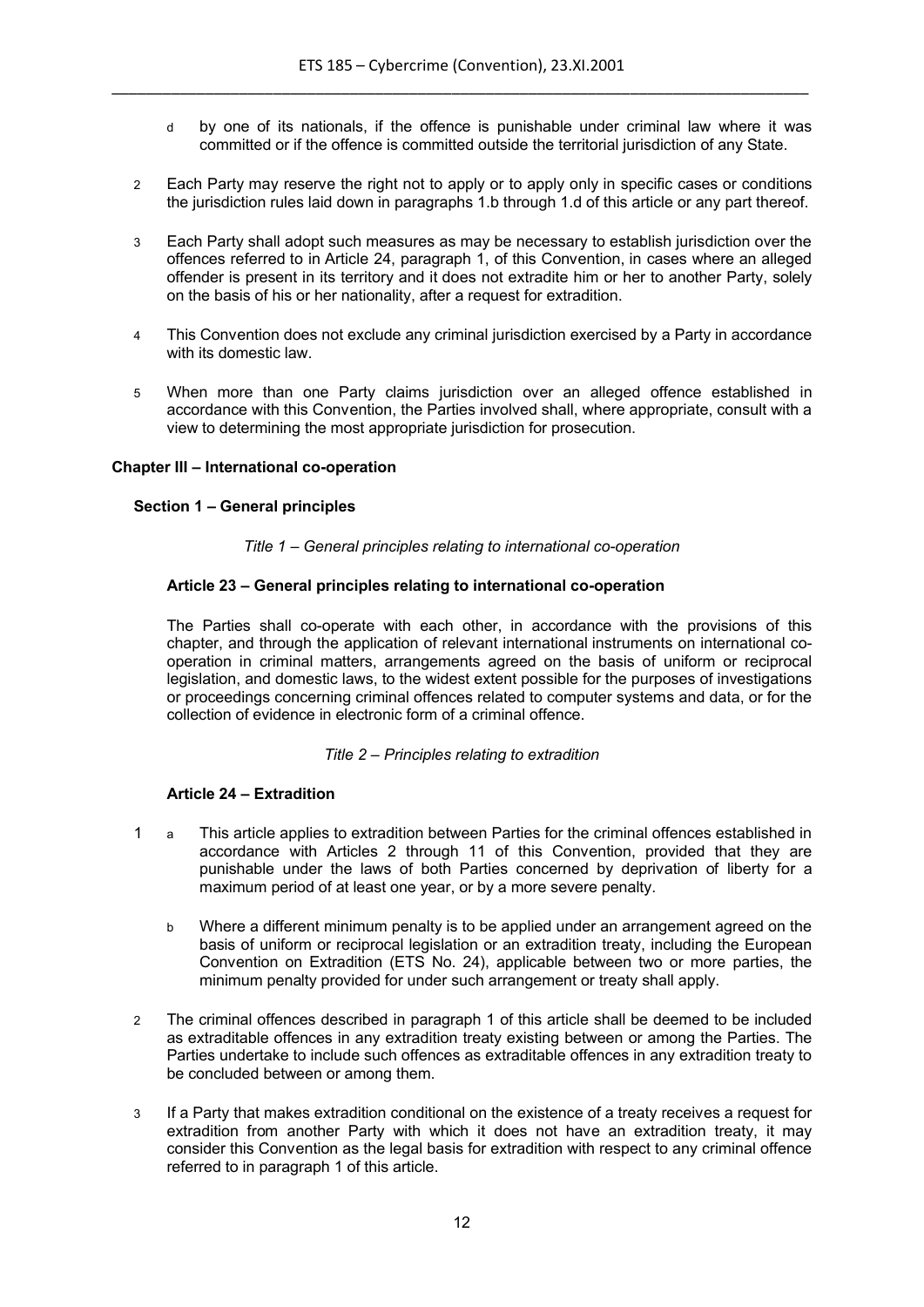d by one of its nationals, if the offence is punishable under criminal law where it was committed or if the offence is committed outside the territorial jurisdiction of any State.

2 Each Party may reserve the right not to apply or to apply only in specific cases or conditions the jurisdiction rules laid down in paragraphs 1.b through 1.d of this article or any part thereof.

3 Each Party shall adopt such measures as may be necessary to establish jurisdiction over the offences referred to in Article 24, paragraph 1, of this Convention, in cases where an alleged offender is present in its territory and it does not extradite him or her to another Party, solely on the basis of his or her nationality, after a request for extradition.

4 This Convention does not exclude any criminal jurisdiction exercised by a Party in accordance with its domestic law.

5 When more than one Party claims jurisdiction over an alleged offence established in accordance with this Convention, the Parties involved shall, where appropriate, consult with a view to determining the most appropriate jurisdiction for prosecution.

## Chapter III – International co-operation

### Section 1 – General principles

*Title 1 – General principles relating to international co-operation*

#### Article 23 – General principles relating to international co-operation

The Parties shall co-operate with each other, in accordance with the provisions of this chapter, and through the application of relevant international instruments on international co-operation in criminal matters, arrangements agreed on the basis of uniform or reciprocal legislation, and domestic laws, to the widest extent possible for the purposes of investigations or proceedings concerning criminal offences related to computer systems and data, or for the collection of evidence in electronic form of a criminal offence.

*Title 2 – Principles relating to extradition*

#### Article 24 – Extradition

1 a This article applies to extradition between Parties for the criminal offences established in accordance with Articles 2 through 11 of this Convention, provided that they are punishable under the laws of both Parties concerned by deprivation of liberty for a maximum period of at least one year, or by a more severe penalty.

b Where a different minimum penalty is to be applied under an arrangement agreed on the basis of uniform or reciprocal legislation or an extradition treaty, including the European Convention on Extradition (ETS No. 24), applicable between two or more parties, the minimum penalty provided for under such arrangement or treaty shall apply.

2 The criminal offences described in paragraph 1 of this article shall be deemed to be included as extraditable offences in any extradition treaty existing between or among the Parties. The Parties undertake to include such offences as extraditable offences in any extradition treaty to be concluded between or among them.

3 If a Party that makes extradition conditional on the existence of a treaty receives a request for extradition from another Party with which it does not have an extradition treaty, it may consider this Convention as the legal basis for extradition with respect to any criminal offence referred to in paragraph 1 of this article.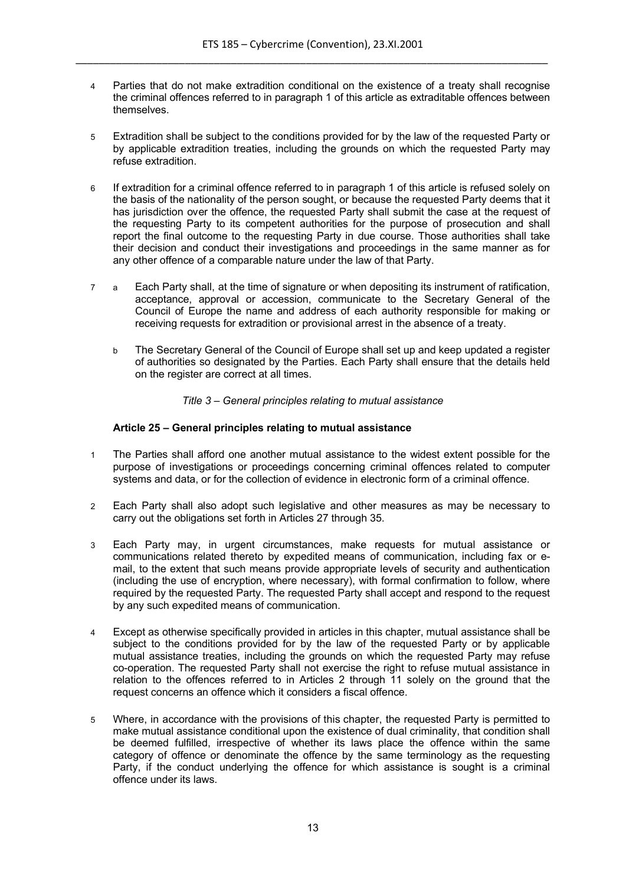4 Parties that do not make extradition conditional on the existence of a treaty shall recognise the criminal offences referred to in paragraph 1 of this article as extraditable offences between themselves.

5 Extradition shall be subject to the conditions provided for by the law of the requested Party or by applicable extradition treaties, including the grounds on which the requested Party may refuse extradition.

6 If extradition for a criminal offence referred to in paragraph 1 of this article is refused solely on the basis of the nationality of the person sought, or because the requested Party deems that it has jurisdiction over the offence, the requested Party shall submit the case at the request of the requesting Party to its competent authorities for the purpose of prosecution and shall report the final outcome to the requesting Party in due course. Those authorities shall take their decision and conduct their investigations and proceedings in the same manner as for any other offence of a comparable nature under the law of that Party.

7 a Each Party shall, at the time of signature or when depositing its instrument of ratification, acceptance, approval or accession, communicate to the Secretary General of the Council of Europe the name and address of each authority responsible for making or receiving requests for extradition or provisional arrest in the absence of a treaty.

   b The Secretary General of the Council of Europe shall set up and keep updated a register of authorities so designated by the Parties. Each Party shall ensure that the details held on the register are correct at all times.

*Title 3 – General principles relating to mutual assistance*

**Article 25 – General principles relating to mutual assistance**

1 The Parties shall afford one another mutual assistance to the widest extent possible for the purpose of investigations or proceedings concerning criminal offences related to computer systems and data, or for the collection of evidence in electronic form of a criminal offence.

2 Each Party shall also adopt such legislative and other measures as may be necessary to carry out the obligations set forth in Articles 27 through 35.

3 Each Party may, in urgent circumstances, make requests for mutual assistance or communications related thereto by expedited means of communication, including fax or e-mail, to the extent that such means provide appropriate levels of security and authentication (including the use of encryption, where necessary), with formal confirmation to follow, where required by the requested Party. The requested Party shall accept and respond to the request by any such expedited means of communication.

4 Except as otherwise specifically provided in articles in this chapter, mutual assistance shall be subject to the conditions provided for by the law of the requested Party or by applicable mutual assistance treaties, including the grounds on which the requested Party may refuse co-operation. The requested Party shall not exercise the right to refuse mutual assistance in relation to the offences referred to in Articles 2 through 11 solely on the ground that the request concerns an offence which it considers a fiscal offence.

5 Where, in accordance with the provisions of this chapter, the requested Party is permitted to make mutual assistance conditional upon the existence of dual criminality, that condition shall be deemed fulfilled, irrespective of whether its laws place the offence within the same category of offence or denominate the offence by the same terminology as the requesting Party, if the conduct underlying the offence for which assistance is sought is a criminal offence under its laws.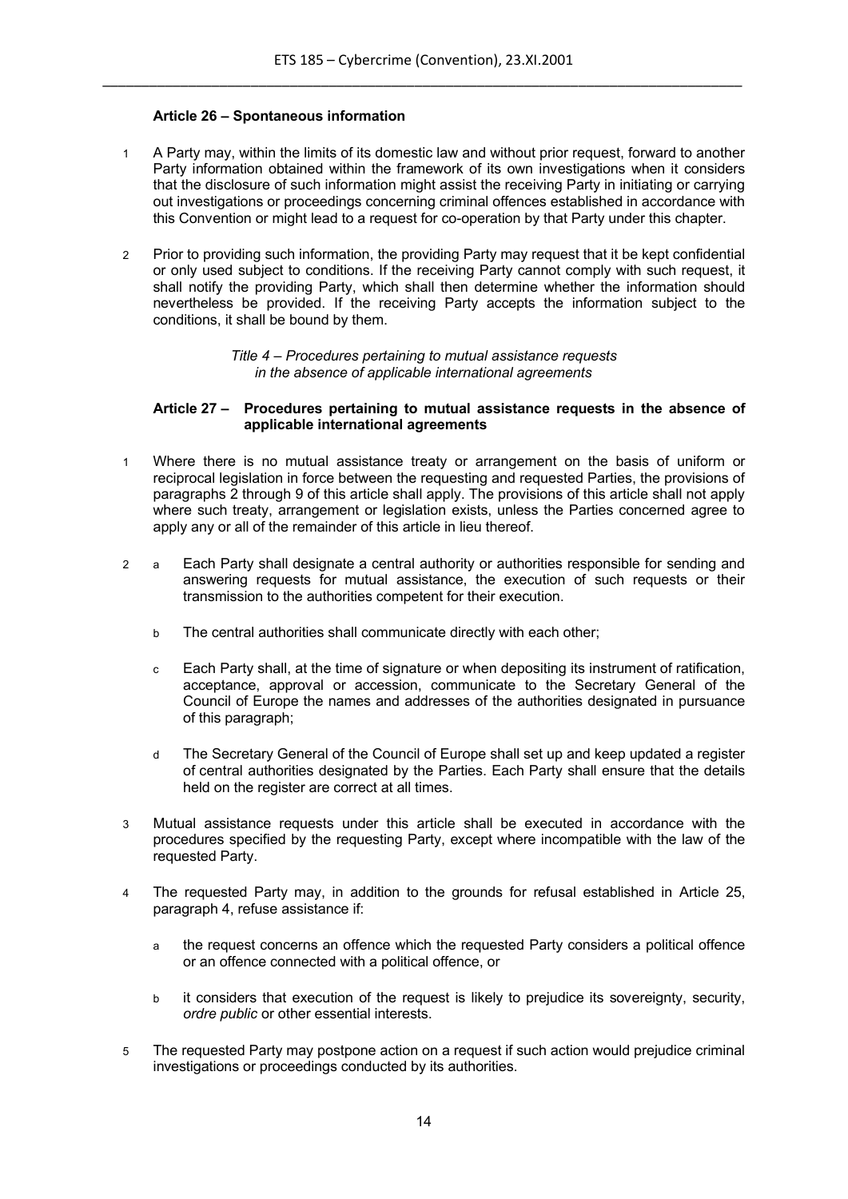### Article 26 – Spontaneous information

1 A Party may, within the limits of its domestic law and without prior request, forward to another Party information obtained within the framework of its own investigations when it considers that the disclosure of such information might assist the receiving Party in initiating or carrying out investigations or proceedings concerning criminal offences established in accordance with this Convention or might lead to a request for co-operation by that Party under this chapter.

2 Prior to providing such information, the providing Party may request that it be kept confidential or only used subject to conditions. If the receiving Party cannot comply with such request, it shall notify the providing Party, which shall then determine whether the information should nevertheless be provided. If the receiving Party accepts the information subject to the conditions, it shall be bound by them.

*Title 4 – Procedures pertaining to mutual assistance requests in the absence of applicable international agreements*

### Article 27 – Procedures pertaining to mutual assistance requests in the absence of applicable international agreements

1 Where there is no mutual assistance treaty or arrangement on the basis of uniform or reciprocal legislation in force between the requesting and requested Parties, the provisions of paragraphs 2 through 9 of this article shall apply. The provisions of this article shall not apply where such treaty, arrangement or legislation exists, unless the Parties concerned agree to apply any or all of the remainder of this article in lieu thereof.

2 a Each Party shall designate a central authority or authorities responsible for sending and answering requests for mutual assistance, the execution of such requests or their transmission to the authorities competent for their execution.

b The central authorities shall communicate directly with each other;

c Each Party shall, at the time of signature or when depositing its instrument of ratification, acceptance, approval or accession, communicate to the Secretary General of the Council of Europe the names and addresses of the authorities designated in pursuance of this paragraph;

d The Secretary General of the Council of Europe shall set up and keep updated a register of central authorities designated by the Parties. Each Party shall ensure that the details held on the register are correct at all times.

3 Mutual assistance requests under this article shall be executed in accordance with the procedures specified by the requesting Party, except where incompatible with the law of the requested Party.

4 The requested Party may, in addition to the grounds for refusal established in Article 25, paragraph 4, refuse assistance if:

a the request concerns an offence which the requested Party considers a political offence or an offence connected with a political offence, or

b it considers that execution of the request is likely to prejudice its sovereignty, security, *ordre public* or other essential interests.

5 The requested Party may postpone action on a request if such action would prejudice criminal investigations or proceedings conducted by its authorities.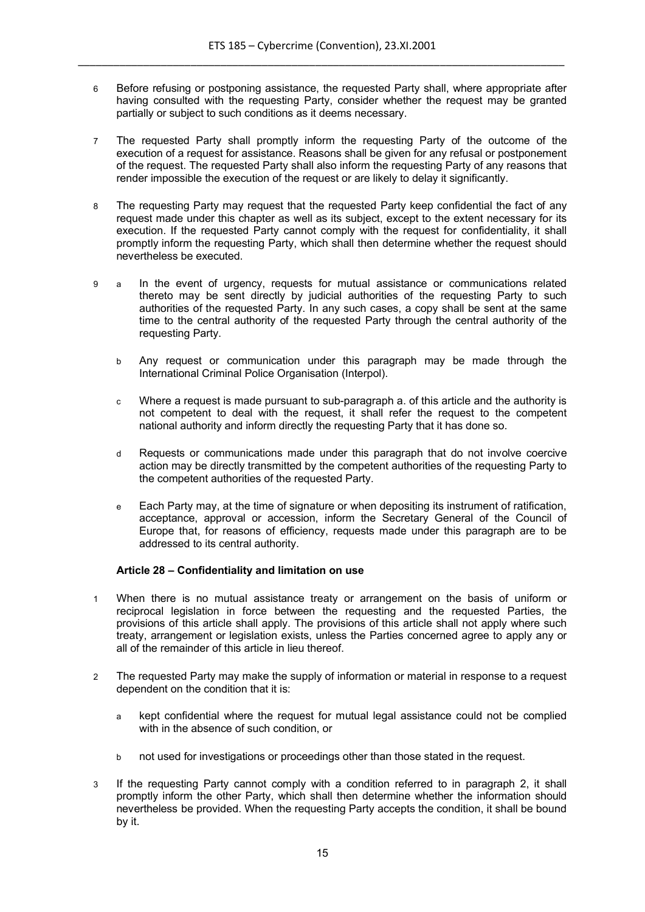6 Before refusing or postponing assistance, the requested Party shall, where appropriate after having consulted with the requesting Party, consider whether the request may be granted partially or subject to such conditions as it deems necessary.

7 The requested Party shall promptly inform the requesting Party of the outcome of the execution of a request for assistance. Reasons shall be given for any refusal or postponement of the request. The requested Party shall also inform the requesting Party of any reasons that render impossible the execution of the request or are likely to delay it significantly.

8 The requesting Party may request that the requested Party keep confidential the fact of any request made under this chapter as well as its subject, except to the extent necessary for its execution. If the requested Party cannot comply with the request for confidentiality, it shall promptly inform the requesting Party, which shall then determine whether the request should nevertheless be executed.

9 a In the event of urgency, requests for mutual assistance or communications related thereto may be sent directly by judicial authorities of the requesting Party to such authorities of the requested Party. In any such cases, a copy shall be sent at the same time to the central authority of the requested Party through the central authority of the requesting Party.

b Any request or communication under this paragraph may be made through the International Criminal Police Organisation (Interpol).

c Where a request is made pursuant to sub-paragraph a. of this article and the authority is not competent to deal with the request, it shall refer the request to the competent national authority and inform directly the requesting Party that it has done so.

d Requests or communications made under this paragraph that do not involve coercive action may be directly transmitted by the competent authorities of the requesting Party to the competent authorities of the requested Party.

e Each Party may, at the time of signature or when depositing its instrument of ratification, acceptance, approval or accession, inform the Secretary General of the Council of Europe that, for reasons of efficiency, requests made under this paragraph are to be addressed to its central authority.

#### Article 28 – Confidentiality and limitation on use

1 When there is no mutual assistance treaty or arrangement on the basis of uniform or reciprocal legislation in force between the requesting and the requested Parties, the provisions of this article shall apply. The provisions of this article shall not apply where such treaty, arrangement or legislation exists, unless the Parties concerned agree to apply any or all of the remainder of this article in lieu thereof.

2 The requested Party may make the supply of information or material in response to a request dependent on the condition that it is:

a kept confidential where the request for mutual legal assistance could not be complied with in the absence of such condition, or

b not used for investigations or proceedings other than those stated in the request.

3 If the requesting Party cannot comply with a condition referred to in paragraph 2, it shall promptly inform the other Party, which shall then determine whether the information should nevertheless be provided. When the requesting Party accepts the condition, it shall be bound by it.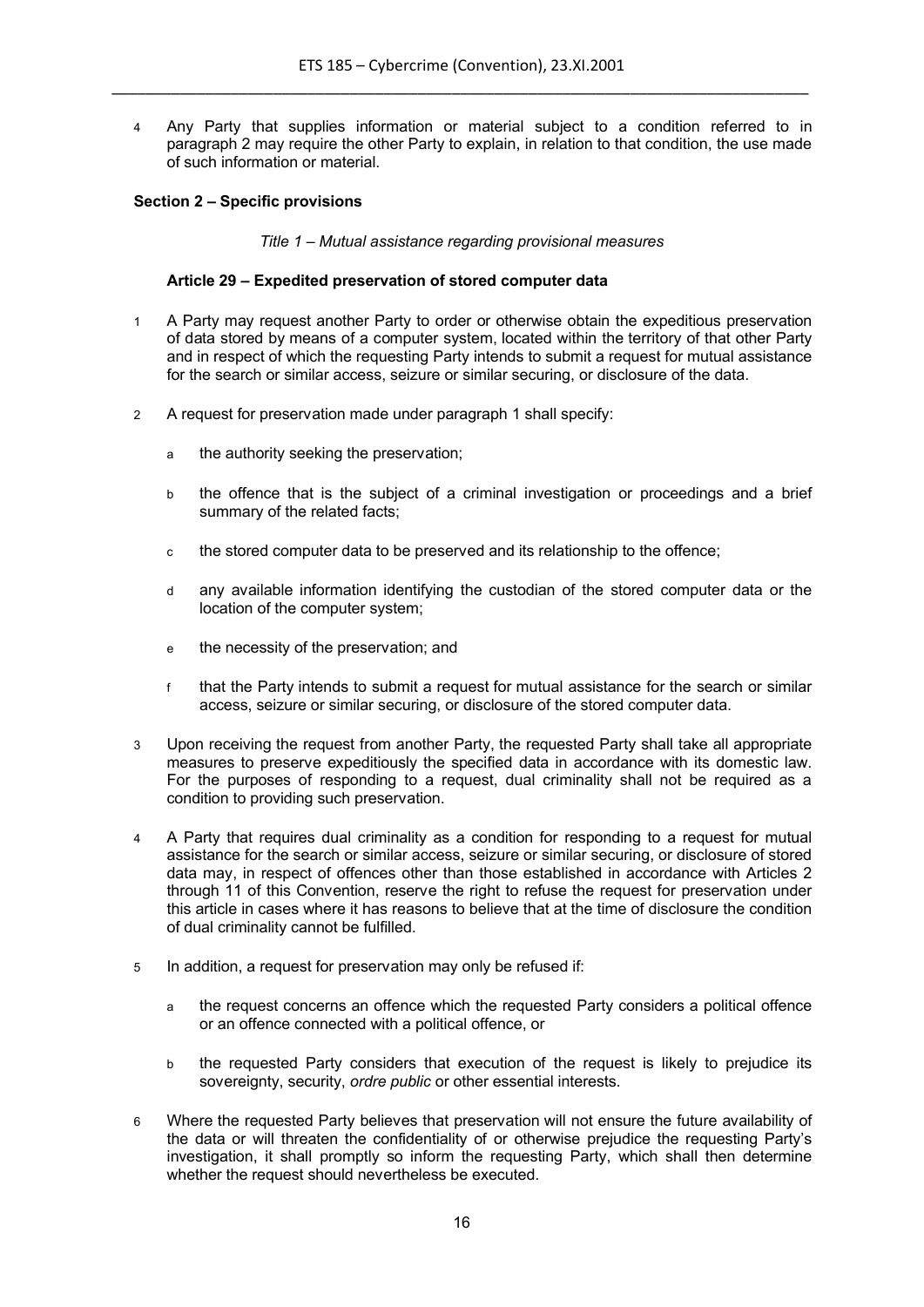4 Any Party that supplies information or material subject to a condition referred to in paragraph 2 may require the other Party to explain, in relation to that condition, the use made of such information or material.

### Section 2 – Specific provisions

*Title 1 – Mutual assistance regarding provisional measures*

#### Article 29 – Expedited preservation of stored computer data

1 A Party may request another Party to order or otherwise obtain the expeditious preservation of data stored by means of a computer system, located within the territory of that other Party and in respect of which the requesting Party intends to submit a request for mutual assistance for the search or similar access, seizure or similar securing, or disclosure of the data.

2 A request for preservation made under paragraph 1 shall specify:

- a the authority seeking the preservation;
- b the offence that is the subject of a criminal investigation or proceedings and a brief summary of the related facts;
- c the stored computer data to be preserved and its relationship to the offence;
- d any available information identifying the custodian of the stored computer data or the location of the computer system;
- e the necessity of the preservation; and
- f that the Party intends to submit a request for mutual assistance for the search or similar access, seizure or similar securing, or disclosure of the stored computer data.

3 Upon receiving the request from another Party, the requested Party shall take all appropriate measures to preserve expeditiously the specified data in accordance with its domestic law. For the purposes of responding to a request, dual criminality shall not be required as a condition to providing such preservation.

4 A Party that requires dual criminality as a condition for responding to a request for mutual assistance for the search or similar access, seizure or similar securing, or disclosure of stored data may, in respect of offences other than those established in accordance with Articles 2 through 11 of this Convention, reserve the right to refuse the request for preservation under this article in cases where it has reasons to believe that at the time of disclosure the condition of dual criminality cannot be fulfilled.

5 In addition, a request for preservation may only be refused if:

- a the request concerns an offence which the requested Party considers a political offence or an offence connected with a political offence, or
- b the requested Party considers that execution of the request is likely to prejudice its sovereignty, security, *ordre public* or other essential interests.

6 Where the requested Party believes that preservation will not ensure the future availability of the data or will threaten the confidentiality of or otherwise prejudice the requesting Party's investigation, it shall promptly so inform the requesting Party, which shall then determine whether the request should nevertheless be executed.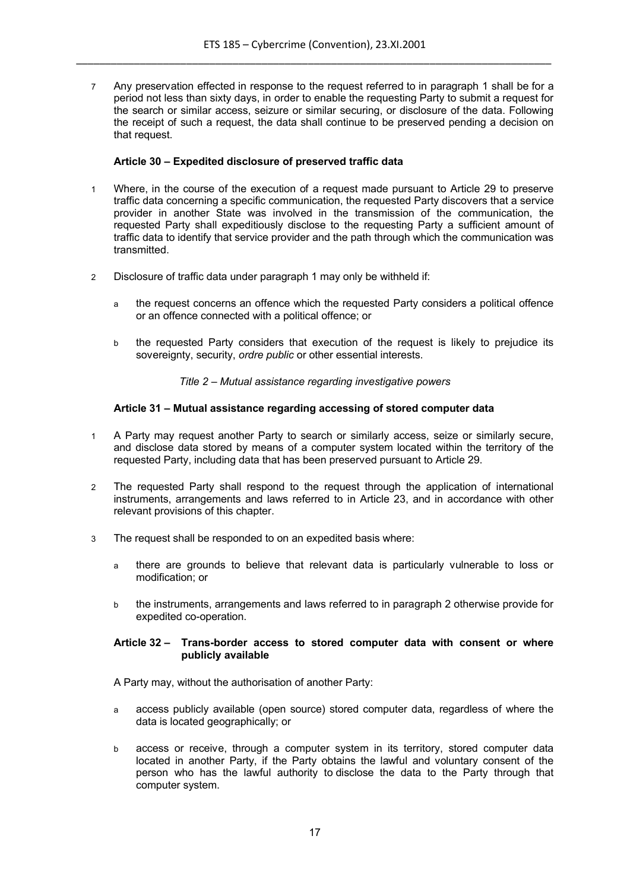7 Any preservation effected in response to the request referred to in paragraph 1 shall be for a period not less than sixty days, in order to enable the requesting Party to submit a request for the search or similar access, seizure or similar securing, or disclosure of the data. Following the receipt of such a request, the data shall continue to be preserved pending a decision on that request.

#### Article 30 – Expedited disclosure of preserved traffic data

1 Where, in the course of the execution of a request made pursuant to Article 29 to preserve traffic data concerning a specific communication, the requested Party discovers that a service provider in another State was involved in the transmission of the communication, the requested Party shall expeditiously disclose to the requesting Party a sufficient amount of traffic data to identify that service provider and the path through which the communication was transmitted.

2 Disclosure of traffic data under paragraph 1 may only be withheld if:

a the request concerns an offence which the requested Party considers a political offence or an offence connected with a political offence; or

b the requested Party considers that execution of the request is likely to prejudice its sovereignty, security, *ordre public* or other essential interests.

### *Title 2 – Mutual assistance regarding investigative powers*

#### Article 31 – Mutual assistance regarding accessing of stored computer data

1 A Party may request another Party to search or similarly access, seize or similarly secure, and disclose data stored by means of a computer system located within the territory of the requested Party, including data that has been preserved pursuant to Article 29.

2 The requested Party shall respond to the request through the application of international instruments, arrangements and laws referred to in Article 23, and in accordance with other relevant provisions of this chapter.

3 The request shall be responded to on an expedited basis where:

a there are grounds to believe that relevant data is particularly vulnerable to loss or modification; or

b the instruments, arrangements and laws referred to in paragraph 2 otherwise provide for expedited co-operation.

#### Article 32 – Trans-border access to stored computer data with consent or where publicly available

A Party may, without the authorisation of another Party:

a access publicly available (open source) stored computer data, regardless of where the data is located geographically; or

b access or receive, through a computer system in its territory, stored computer data located in another Party, if the Party obtains the lawful and voluntary consent of the person who has the lawful authority to disclose the data to the Party through that computer system.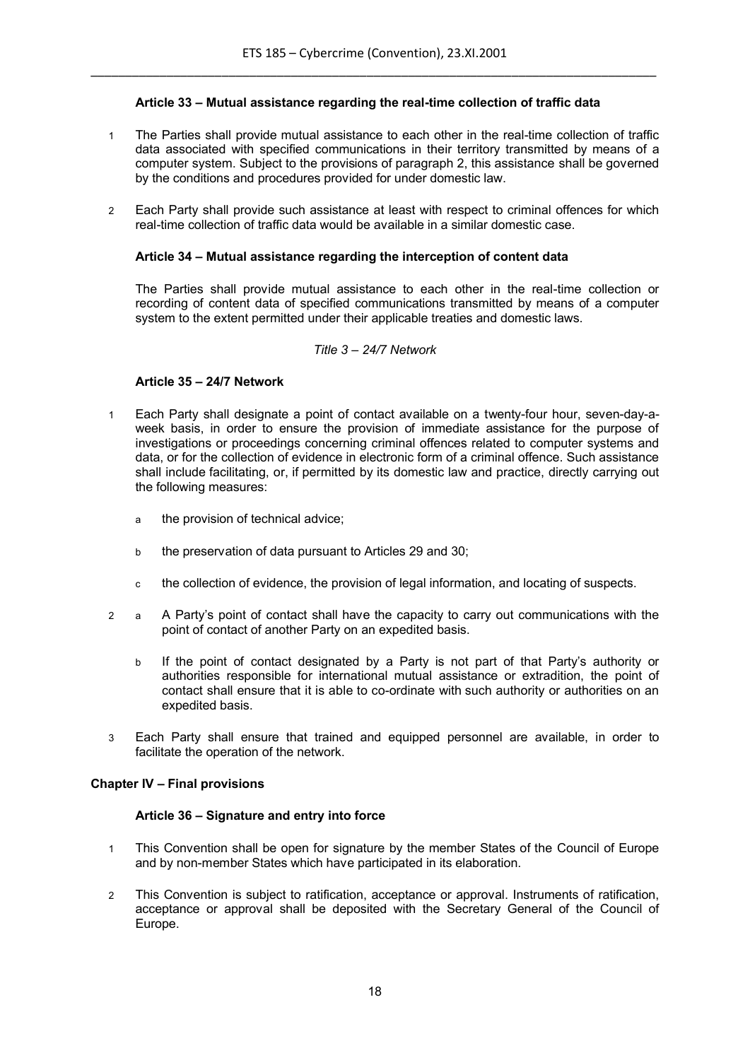### Article 33 – Mutual assistance regarding the real-time collection of traffic data

1 The Parties shall provide mutual assistance to each other in the real-time collection of traffic data associated with specified communications in their territory transmitted by means of a computer system. Subject to the provisions of paragraph 2, this assistance shall be governed by the conditions and procedures provided for under domestic law.

2 Each Party shall provide such assistance at least with respect to criminal offences for which real-time collection of traffic data would be available in a similar domestic case.

### Article 34 – Mutual assistance regarding the interception of content data

The Parties shall provide mutual assistance to each other in the real-time collection or recording of content data of specified communications transmitted by means of a computer system to the extent permitted under their applicable treaties and domestic laws.

*Title 3 – 24/7 Network*

### Article 35 – 24/7 Network

1 Each Party shall designate a point of contact available on a twenty-four hour, seven-day-a-week basis, in order to ensure the provision of immediate assistance for the purpose of investigations or proceedings concerning criminal offences related to computer systems and data, or for the collection of evidence in electronic form of a criminal offence. Such assistance shall include facilitating, or, if permitted by its domestic law and practice, directly carrying out the following measures:

a the provision of technical advice;

b the preservation of data pursuant to Articles 29 and 30;

c the collection of evidence, the provision of legal information, and locating of suspects.

2 a A Party's point of contact shall have the capacity to carry out communications with the point of contact of another Party on an expedited basis.

b If the point of contact designated by a Party is not part of that Party's authority or authorities responsible for international mutual assistance or extradition, the point of contact shall ensure that it is able to co-ordinate with such authority or authorities on an expedited basis.

3 Each Party shall ensure that trained and equipped personnel are available, in order to facilitate the operation of the network.

## Chapter IV – Final provisions

### Article 36 – Signature and entry into force

1 This Convention shall be open for signature by the member States of the Council of Europe and by non-member States which have participated in its elaboration.

2 This Convention is subject to ratification, acceptance or approval. Instruments of ratification, acceptance or approval shall be deposited with the Secretary General of the Council of Europe.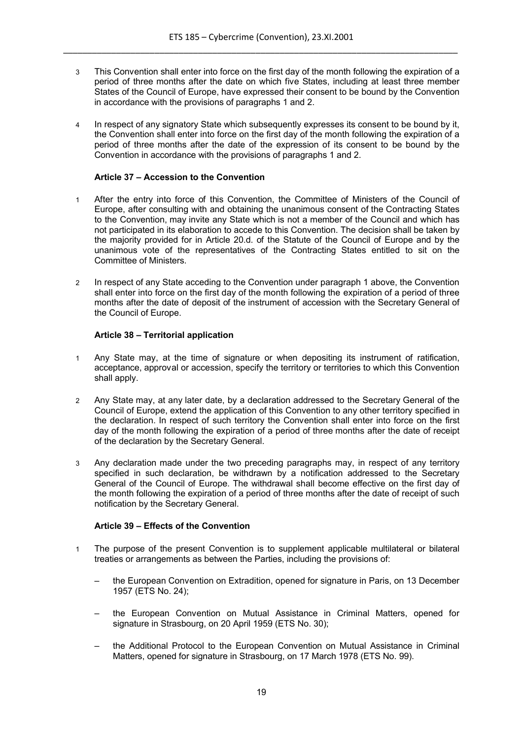3 This Convention shall enter into force on the first day of the month following the expiration of a period of three months after the date on which five States, including at least three member States of the Council of Europe, have expressed their consent to be bound by the Convention in accordance with the provisions of paragraphs 1 and 2.

4 In respect of any signatory State which subsequently expresses its consent to be bound by it, the Convention shall enter into force on the first day of the month following the expiration of a period of three months after the date of the expression of its consent to be bound by the Convention in accordance with the provisions of paragraphs 1 and 2.

### Article 37 – Accession to the Convention

1 After the entry into force of this Convention, the Committee of Ministers of the Council of Europe, after consulting with and obtaining the unanimous consent of the Contracting States to the Convention, may invite any State which is not a member of the Council and which has not participated in its elaboration to accede to this Convention. The decision shall be taken by the majority provided for in Article 20.d. of the Statute of the Council of Europe and by the unanimous vote of the representatives of the Contracting States entitled to sit on the Committee of Ministers.

2 In respect of any State acceding to the Convention under paragraph 1 above, the Convention shall enter into force on the first day of the month following the expiration of a period of three months after the date of deposit of the instrument of accession with the Secretary General of the Council of Europe.

### Article 38 – Territorial application

1 Any State may, at the time of signature or when depositing its instrument of ratification, acceptance, approval or accession, specify the territory or territories to which this Convention shall apply.

2 Any State may, at any later date, by a declaration addressed to the Secretary General of the Council of Europe, extend the application of this Convention to any other territory specified in the declaration. In respect of such territory the Convention shall enter into force on the first day of the month following the expiration of a period of three months after the date of receipt of the declaration by the Secretary General.

3 Any declaration made under the two preceding paragraphs may, in respect of any territory specified in such declaration, be withdrawn by a notification addressed to the Secretary General of the Council of Europe. The withdrawal shall become effective on the first day of the month following the expiration of a period of three months after the date of receipt of such notification by the Secretary General.

### Article 39 – Effects of the Convention

1 The purpose of the present Convention is to supplement applicable multilateral or bilateral treaties or arrangements as between the Parties, including the provisions of:

– the European Convention on Extradition, opened for signature in Paris, on 13 December 1957 (ETS No. 24);

– the European Convention on Mutual Assistance in Criminal Matters, opened for signature in Strasbourg, on 20 April 1959 (ETS No. 30);

– the Additional Protocol to the European Convention on Mutual Assistance in Criminal Matters, opened for signature in Strasbourg, on 17 March 1978 (ETS No. 99).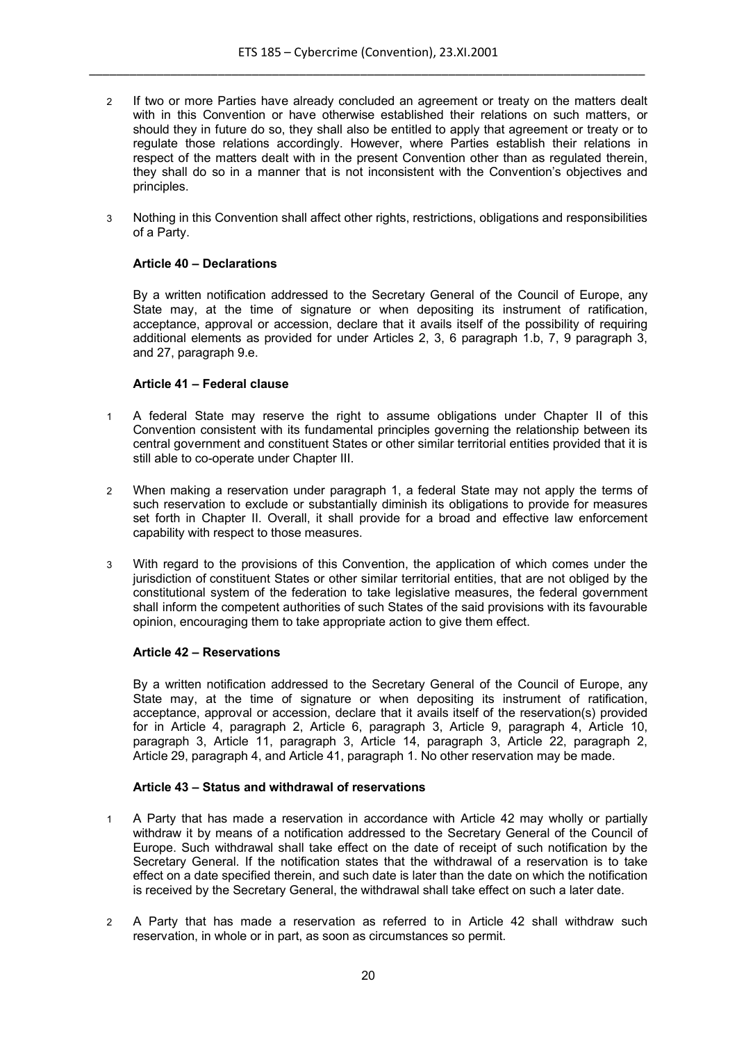2 If two or more Parties have already concluded an agreement or treaty on the matters dealt with in this Convention or have otherwise established their relations on such matters, or should they in future do so, they shall also be entitled to apply that agreement or treaty or to regulate those relations accordingly. However, where Parties establish their relations in respect of the matters dealt with in the present Convention other than as regulated therein, they shall do so in a manner that is not inconsistent with the Convention's objectives and principles.

3 Nothing in this Convention shall affect other rights, restrictions, obligations and responsibilities of a Party.

### Article 40 – Declarations

By a written notification addressed to the Secretary General of the Council of Europe, any State may, at the time of signature or when depositing its instrument of ratification, acceptance, approval or accession, declare that it avails itself of the possibility of requiring additional elements as provided for under Articles 2, 3, 6 paragraph 1.b, 7, 9 paragraph 3, and 27, paragraph 9.e.

### Article 41 – Federal clause

1 A federal State may reserve the right to assume obligations under Chapter II of this Convention consistent with its fundamental principles governing the relationship between its central government and constituent States or other similar territorial entities provided that it is still able to co-operate under Chapter III.

2 When making a reservation under paragraph 1, a federal State may not apply the terms of such reservation to exclude or substantially diminish its obligations to provide for measures set forth in Chapter II. Overall, it shall provide for a broad and effective law enforcement capability with respect to those measures.

3 With regard to the provisions of this Convention, the application of which comes under the jurisdiction of constituent States or other similar territorial entities, that are not obliged by the constitutional system of the federation to take legislative measures, the federal government shall inform the competent authorities of such States of the said provisions with its favourable opinion, encouraging them to take appropriate action to give them effect.

### Article 42 – Reservations

By a written notification addressed to the Secretary General of the Council of Europe, any State may, at the time of signature or when depositing its instrument of ratification, acceptance, approval or accession, declare that it avails itself of the reservation(s) provided for in Article 4, paragraph 2, Article 6, paragraph 3, Article 9, paragraph 4, Article 10, paragraph 3, Article 11, paragraph 3, Article 14, paragraph 3, Article 22, paragraph 2, Article 29, paragraph 4, and Article 41, paragraph 1. No other reservation may be made.

### Article 43 – Status and withdrawal of reservations

1 A Party that has made a reservation in accordance with Article 42 may wholly or partially withdraw it by means of a notification addressed to the Secretary General of the Council of Europe. Such withdrawal shall take effect on the date of receipt of such notification by the Secretary General. If the notification states that the withdrawal of a reservation is to take effect on a date specified therein, and such date is later than the date on which the notification is received by the Secretary General, the withdrawal shall take effect on such a later date.

2 A Party that has made a reservation as referred to in Article 42 shall withdraw such reservation, in whole or in part, as soon as circumstances so permit.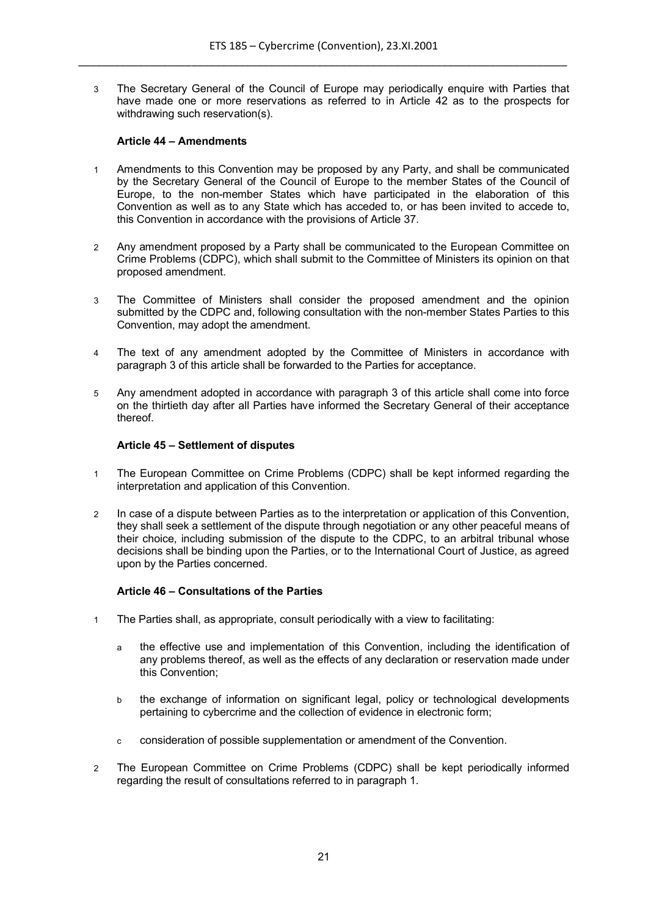3 The Secretary General of the Council of Europe may periodically enquire with Parties that have made one or more reservations as referred to in Article 42 as to the prospects for withdrawing such reservation(s).

**Article 44 – Amendments**

1 Amendments to this Convention may be proposed by any Party, and shall be communicated by the Secretary General of the Council of Europe to the member States of the Council of Europe, to the non-member States which have participated in the elaboration of this Convention as well as to any State which has acceded to, or has been invited to accede to, this Convention in accordance with the provisions of Article 37.

2 Any amendment proposed by a Party shall be communicated to the European Committee on Crime Problems (CDPC), which shall submit to the Committee of Ministers its opinion on that proposed amendment.

3 The Committee of Ministers shall consider the proposed amendment and the opinion submitted by the CDPC and, following consultation with the non-member States Parties to this Convention, may adopt the amendment.

4 The text of any amendment adopted by the Committee of Ministers in accordance with paragraph 3 of this article shall be forwarded to the Parties for acceptance.

5 Any amendment adopted in accordance with paragraph 3 of this article shall come into force on the thirtieth day after all Parties have informed the Secretary General of their acceptance thereof.

**Article 45 – Settlement of disputes**

1 The European Committee on Crime Problems (CDPC) shall be kept informed regarding the interpretation and application of this Convention.

2 In case of a dispute between Parties as to the interpretation or application of this Convention, they shall seek a settlement of the dispute through negotiation or any other peaceful means of their choice, including submission of the dispute to the CDPC, to an arbitral tribunal whose decisions shall be binding upon the Parties, or to the International Court of Justice, as agreed upon by the Parties concerned.

**Article 46 – Consultations of the Parties**

1 The Parties shall, as appropriate, consult periodically with a view to facilitating:

a the effective use and implementation of this Convention, including the identification of any problems thereof, as well as the effects of any declaration or reservation made under this Convention;

b the exchange of information on significant legal, policy or technological developments pertaining to cybercrime and the collection of evidence in electronic form;

c consideration of possible supplementation or amendment of the Convention.

2 The European Committee on Crime Problems (CDPC) shall be kept periodically informed regarding the result of consultations referred to in paragraph 1.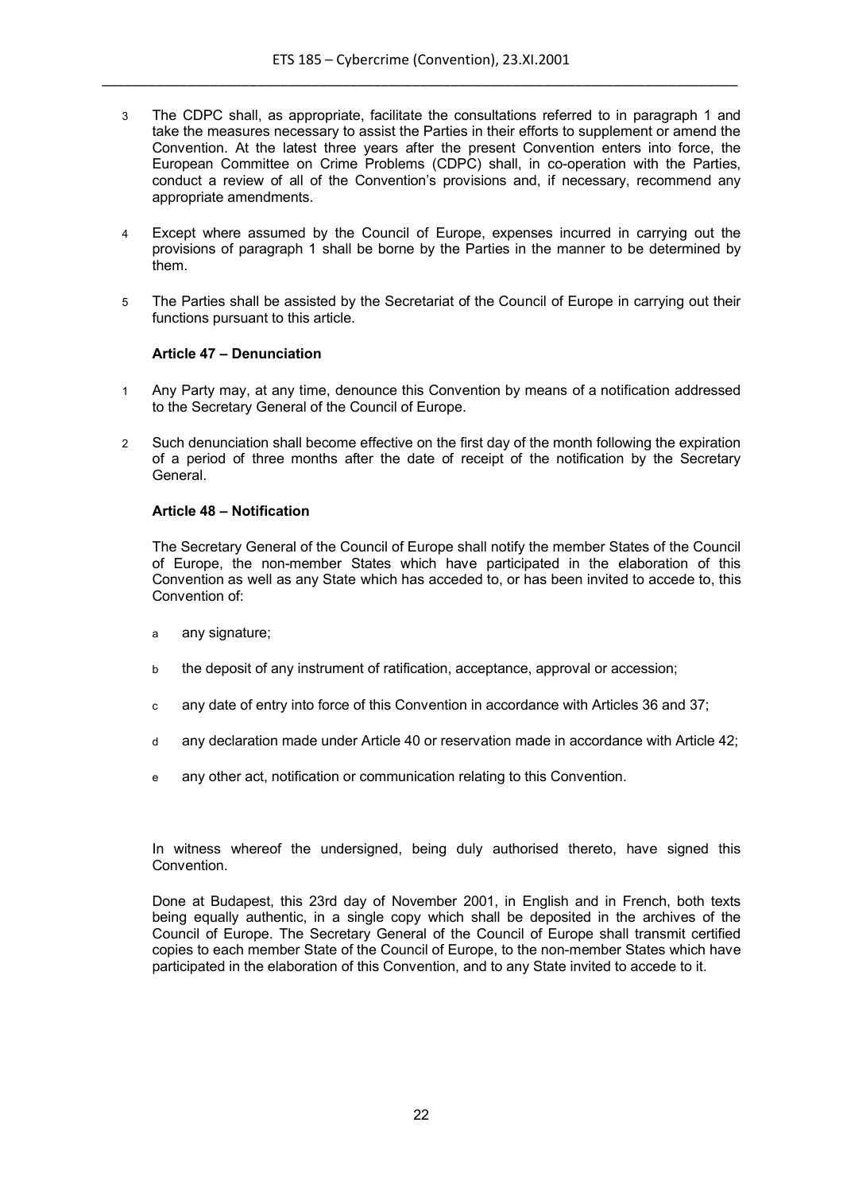3 The CDPC shall, as appropriate, facilitate the consultations referred to in paragraph 1 and take the measures necessary to assist the Parties in their efforts to supplement or amend the Convention. At the latest three years after the present Convention enters into force, the European Committee on Crime Problems (CDPC) shall, in co-operation with the Parties, conduct a review of all of the Convention's provisions and, if necessary, recommend any appropriate amendments.

4 Except where assumed by the Council of Europe, expenses incurred in carrying out the provisions of paragraph 1 shall be borne by the Parties in the manner to be determined by them.

5 The Parties shall be assisted by the Secretariat of the Council of Europe in carrying out their functions pursuant to this article.

**Article 47 – Denunciation**

1 Any Party may, at any time, denounce this Convention by means of a notification addressed to the Secretary General of the Council of Europe.

2 Such denunciation shall become effective on the first day of the month following the expiration of a period of three months after the date of receipt of the notification by the Secretary General.

**Article 48 – Notification**

The Secretary General of the Council of Europe shall notify the member States of the Council of Europe, the non-member States which have participated in the elaboration of this Convention as well as any State which has acceded to, or has been invited to accede to, this Convention of:

a any signature;

b the deposit of any instrument of ratification, acceptance, approval or accession;

c any date of entry into force of this Convention in accordance with Articles 36 and 37;

d any declaration made under Article 40 or reservation made in accordance with Article 42;

e any other act, notification or communication relating to this Convention.

In witness whereof the undersigned, being duly authorised thereto, have signed this Convention.

Done at Budapest, this 23rd day of November 2001, in English and in French, both texts being equally authentic, in a single copy which shall be deposited in the archives of the Council of Europe. The Secretary General of the Council of Europe shall transmit certified copies to each member State of the Council of Europe, to the non-member States which have participated in the elaboration of this Convention, and to any State invited to accede to it.